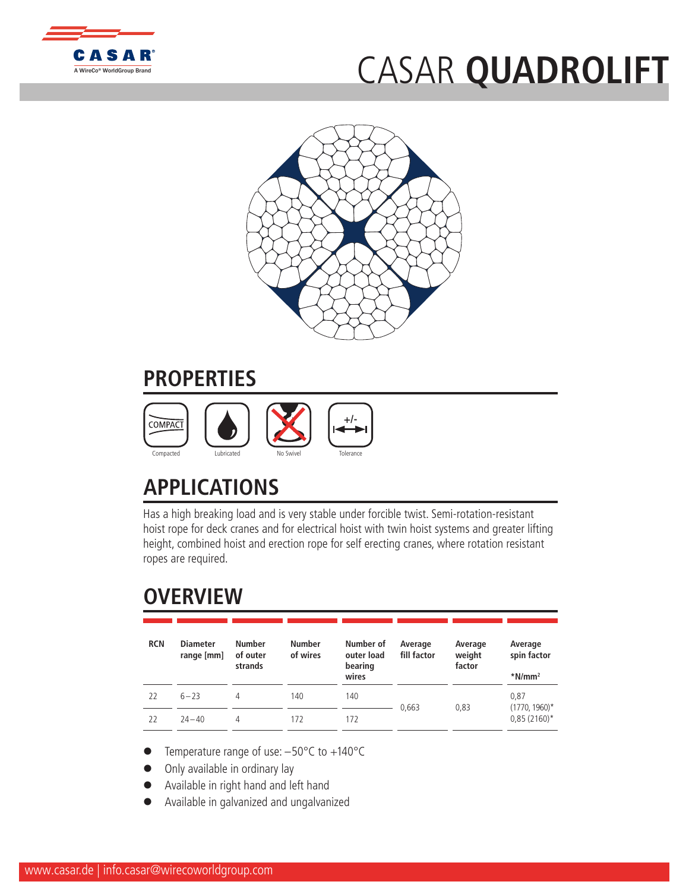# CASAR **QUADROLIFT**

## PROPERTIES

Compacted | Lubricated | No Swivel | Tolerance

## APPLICATIONS

Has a high breaking load and is very stable under forcible twist. Semi-rotation-resistant hoist rope for deck cranes and for electrical hoist with twin hoist systems and greater lifting height, combined hoist and erection rope for self erecting cranes, where rotation resistant ropes are required.

## OVERVIEW

| RCN | Diameter range [mm] | Number of outer strands | Number of wires | Number of outer load bearing wires | Average fill factor | Average weight factor | Average spin factor *N/mm² |
|---|---|---|---|---|---|---|---|
| 22 | 6 – 23 | 4 | 140 | 140 | 0,663 | 0,83 | 0,87 (1770, 1960)* 0,85 (2160)* |
| 22 | 24 – 40 | 4 | 172 | 172 | | | |

- Temperature range of use: –50°C to +140°C
- Only available in ordinary lay
- Available in right hand and left hand
- Available in galvanized and ungalvanized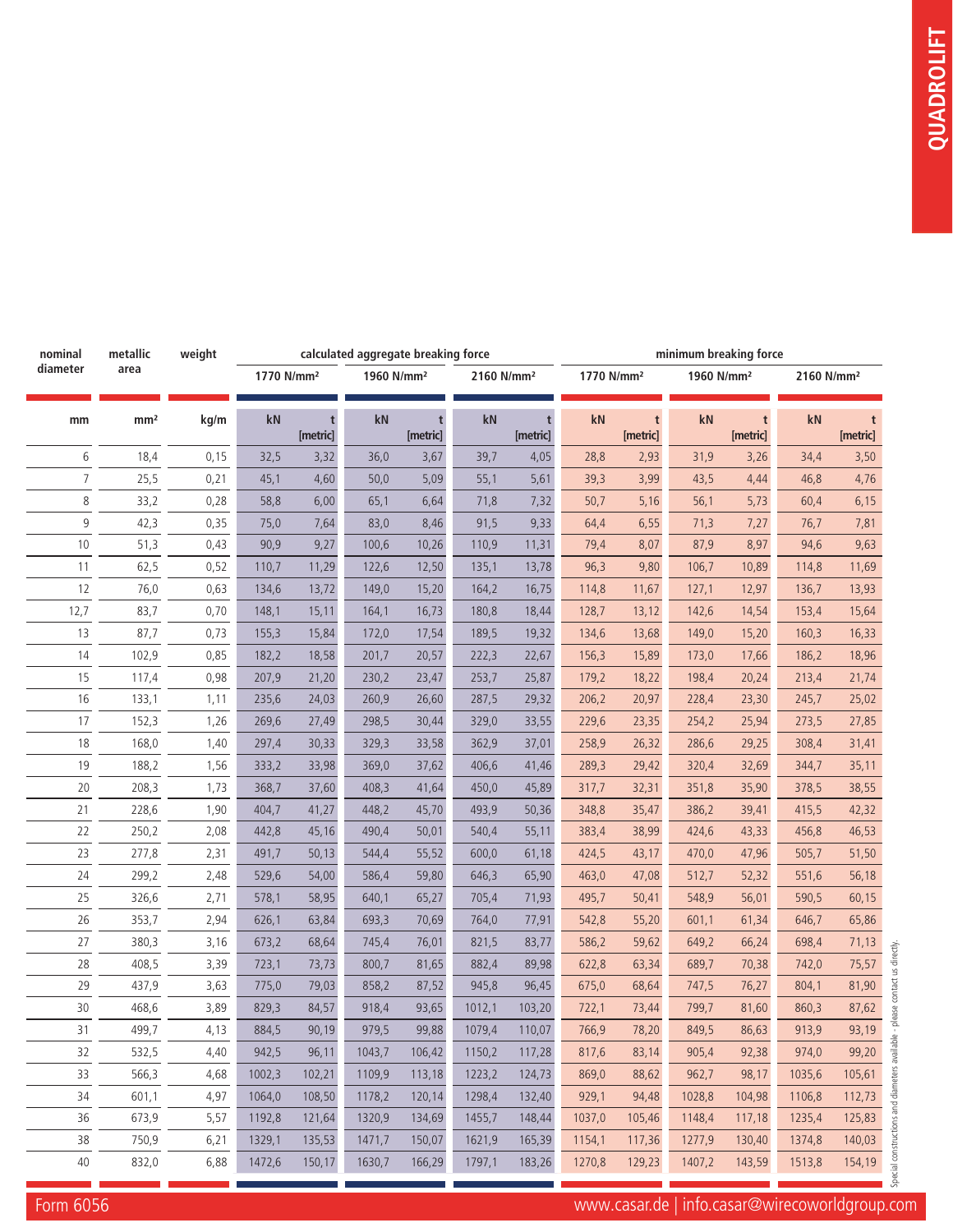# QUADROLIFT

| nominal diameter | metallic area | weight | calculated aggregate breaking force | | | | | | minimum breaking force | | | | | |
|---|---|---|---|---|---|---|---|---|---|---|---|---|---|---|
| | | | 1770 N/mm² | | 1960 N/mm² | | 2160 N/mm² | | 1770 N/mm² | | 1960 N/mm² | | 2160 N/mm² | |
| mm | mm² | kg/m | kN | t [metric] | kN | t [metric] | kN | t [metric] | kN | t [metric] | kN | t [metric] | kN | t [metric] |
| 6 | 18,4 | 0,15 | 32,5 | 3,32 | 36,0 | 3,67 | 39,7 | 4,05 | 28,8 | 2,93 | 31,9 | 3,26 | 34,4 | 3,50 |
| 7 | 25,5 | 0,21 | 45,1 | 4,60 | 50,0 | 5,09 | 55,1 | 5,61 | 39,3 | 3,99 | 43,5 | 4,44 | 46,8 | 4,76 |
| 8 | 33,2 | 0,28 | 58,8 | 6,00 | 65,1 | 6,64 | 71,8 | 7,32 | 50,7 | 5,16 | 56,1 | 5,73 | 60,4 | 6,15 |
| 9 | 42,3 | 0,35 | 75,0 | 7,64 | 83,0 | 8,46 | 91,5 | 9,33 | 64,4 | 6,55 | 71,3 | 7,27 | 76,7 | 7,81 |
| 10 | 51,3 | 0,43 | 90,9 | 9,27 | 100,6 | 10,26 | 110,9 | 11,31 | 79,4 | 8,07 | 87,9 | 8,97 | 94,6 | 9,63 |
| 11 | 62,5 | 0,52 | 110,7 | 11,29 | 122,6 | 12,50 | 135,1 | 13,78 | 96,3 | 9,80 | 106,7 | 10,89 | 114,8 | 11,69 |
| 12 | 76,0 | 0,63 | 134,6 | 13,72 | 149,0 | 15,20 | 164,2 | 16,75 | 114,8 | 11,67 | 127,1 | 12,97 | 136,7 | 13,93 |
| 12,7 | 83,7 | 0,70 | 148,1 | 15,11 | 164,1 | 16,73 | 180,8 | 18,44 | 128,7 | 13,12 | 142,6 | 14,54 | 153,4 | 15,64 |
| 13 | 87,7 | 0,73 | 155,3 | 15,84 | 172,0 | 17,54 | 189,5 | 19,32 | 134,6 | 13,68 | 149,0 | 15,20 | 160,3 | 16,33 |
| 14 | 102,9 | 0,85 | 182,2 | 18,58 | 201,7 | 20,57 | 222,3 | 22,67 | 156,3 | 15,89 | 173,0 | 17,66 | 186,2 | 18,96 |
| 15 | 117,4 | 0,98 | 207,9 | 21,20 | 230,2 | 23,47 | 253,7 | 25,87 | 179,2 | 18,22 | 198,4 | 20,24 | 213,4 | 21,74 |
| 16 | 133,1 | 1,11 | 235,6 | 24,03 | 260,9 | 26,60 | 287,5 | 29,32 | 206,2 | 20,97 | 228,4 | 23,30 | 245,7 | 25,02 |
| 17 | 152,3 | 1,26 | 269,6 | 27,49 | 298,5 | 30,44 | 329,0 | 33,55 | 229,6 | 23,35 | 254,2 | 25,94 | 273,5 | 27,85 |
| 18 | 168,0 | 1,40 | 297,4 | 30,33 | 329,3 | 33,58 | 362,9 | 37,01 | 258,9 | 26,32 | 286,6 | 29,25 | 308,4 | 31,41 |
| 19 | 188,2 | 1,56 | 333,2 | 33,98 | 369,0 | 37,62 | 406,6 | 41,46 | 289,3 | 29,42 | 320,4 | 32,69 | 344,7 | 35,11 |
| 20 | 208,3 | 1,73 | 368,7 | 37,60 | 408,3 | 41,64 | 450,0 | 45,89 | 317,7 | 32,31 | 351,8 | 35,90 | 378,5 | 38,55 |
| 21 | 228,6 | 1,90 | 404,7 | 41,27 | 448,2 | 45,70 | 493,9 | 50,36 | 348,8 | 35,47 | 386,2 | 39,41 | 415,5 | 42,32 |
| 22 | 250,2 | 2,08 | 442,8 | 45,16 | 490,4 | 50,01 | 540,4 | 55,11 | 383,4 | 38,99 | 424,6 | 43,33 | 456,8 | 46,53 |
| 23 | 277,8 | 2,31 | 491,7 | 50,13 | 544,4 | 55,52 | 600,0 | 61,18 | 424,5 | 43,17 | 470,0 | 47,96 | 505,7 | 51,50 |
| 24 | 299,2 | 2,48 | 529,6 | 54,00 | 586,4 | 59,80 | 646,3 | 65,90 | 463,0 | 47,08 | 512,7 | 52,32 | 551,6 | 56,18 |
| 25 | 326,6 | 2,71 | 578,1 | 58,95 | 640,1 | 65,27 | 705,4 | 71,93 | 495,7 | 50,41 | 548,9 | 56,01 | 590,5 | 60,15 |
| 26 | 353,7 | 2,94 | 626,1 | 63,84 | 693,3 | 70,69 | 764,0 | 77,91 | 542,8 | 55,20 | 601,1 | 61,34 | 646,7 | 65,86 |
| 27 | 380,3 | 3,16 | 673,2 | 68,64 | 745,4 | 76,01 | 821,5 | 83,77 | 586,2 | 59,62 | 649,2 | 66,24 | 698,4 | 71,13 |
| 28 | 408,5 | 3,39 | 723,1 | 73,73 | 800,7 | 81,65 | 882,4 | 89,98 | 622,8 | 63,34 | 689,7 | 70,38 | 742,0 | 75,57 |
| 29 | 437,9 | 3,63 | 775,0 | 79,03 | 858,2 | 87,52 | 945,8 | 96,45 | 675,0 | 68,64 | 747,5 | 76,27 | 804,1 | 81,90 |
| 30 | 468,6 | 3,89 | 829,3 | 84,57 | 918,4 | 93,65 | 1012,1 | 103,20 | 722,1 | 73,44 | 799,7 | 81,60 | 860,3 | 87,62 |
| 31 | 499,7 | 4,13 | 884,5 | 90,19 | 979,5 | 99,88 | 1079,4 | 110,07 | 766,9 | 78,20 | 849,5 | 86,63 | 913,9 | 93,19 |
| 32 | 532,5 | 4,40 | 942,5 | 96,11 | 1043,7 | 106,42 | 1150,2 | 117,28 | 817,6 | 83,14 | 905,4 | 92,38 | 974,0 | 99,20 |
| 33 | 566,3 | 4,68 | 1002,3 | 102,21 | 1109,9 | 113,18 | 1223,2 | 124,73 | 869,0 | 88,62 | 962,7 | 98,17 | 1035,6 | 105,61 |
| 34 | 601,1 | 4,97 | 1064,0 | 108,50 | 1178,2 | 120,14 | 1298,4 | 132,40 | 929,1 | 94,48 | 1028,8 | 104,98 | 1106,8 | 112,73 |
| 36 | 673,9 | 5,57 | 1192,8 | 121,64 | 1320,9 | 134,69 | 1455,7 | 148,44 | 1037,0 | 105,46 | 1148,4 | 117,18 | 1235,4 | 125,83 |
| 38 | 750,9 | 6,21 | 1329,1 | 135,53 | 1471,7 | 150,07 | 1621,9 | 165,39 | 1154,1 | 117,36 | 1277,9 | 130,40 | 1374,8 | 140,03 |
| 40 | 832,0 | 6,88 | 1472,6 | 150,17 | 1630,7 | 166,29 | 1797,1 | 183,26 | 1270,8 | 129,23 | 1407,2 | 143,59 | 1513,8 | 154,19 |

Special constructions and diameters available - please contact us directly.

Form 6056

www.casar.de | info.casar@wirecoworldgroup.com